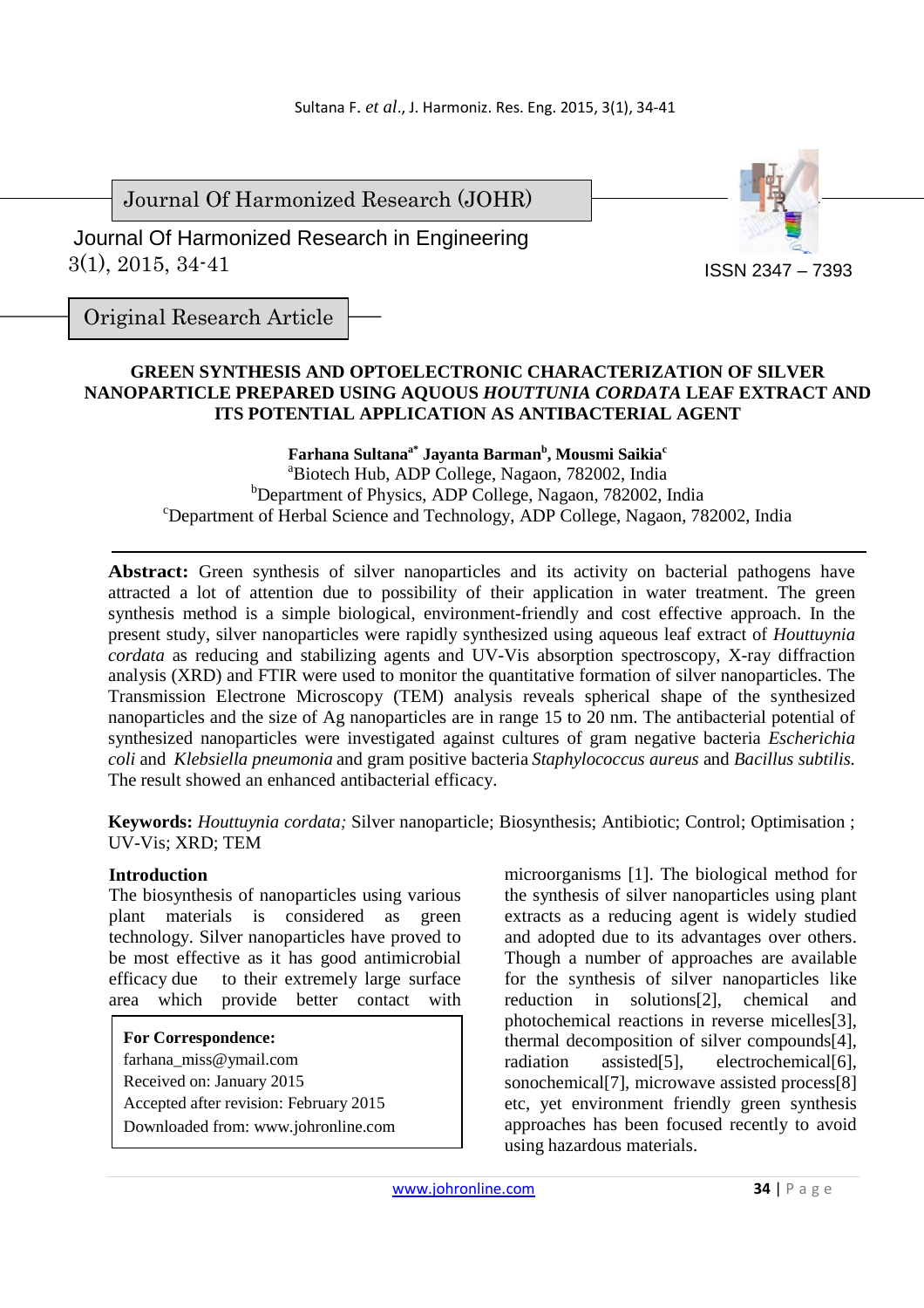Journal Of Harmonized Research (JOHR)

Journal Of Harmonized Research in Engineering
3(1), 2015, 34-41

ISSN 2347 – 7393

Original Research Article

# GREEN SYNTHESIS AND OPTOELECTRONIC CHARACTERIZATION OF SILVER NANOPARTICLE PREPARED USING AQUOUS *HOUTTUNIA CORDATA* LEAF EXTRACT AND ITS POTENTIAL APPLICATION AS ANTIBACTERIAL AGENT

**Farhana Sultana[a*] Jayanta Barman[b], Mousmi Saikia[c]**

[a]Biotech Hub, ADP College, Nagaon, 782002, India
[b]Department of Physics, ADP College, Nagaon, 782002, India
[c]Department of Herbal Science and Technology, ADP College, Nagaon, 782002, India

**Abstract:** Green synthesis of silver nanoparticles and its activity on bacterial pathogens have attracted a lot of attention due to possibility of their application in water treatment. The green synthesis method is a simple biological, environment-friendly and cost effective approach. In the present study, silver nanoparticles were rapidly synthesized using aqueous leaf extract of *Houttuynia cordata* as reducing and stabilizing agents and UV-Vis absorption spectroscopy, X-ray diffraction analysis (XRD) and FTIR were used to monitor the quantitative formation of silver nanoparticles. The Transmission Electrone Microscopy (TEM) analysis reveals spherical shape of the synthesized nanoparticles and the size of Ag nanoparticles are in range 15 to 20 nm. The antibacterial potential of synthesized nanoparticles were investigated against cultures of gram negative bacteria *Escherichia coli* and *Klebsiella pneumonia* and gram positive bacteria *Staphylococcus aureus* and *Bacillus subtilis.* The result showed an enhanced antibacterial efficacy.

**Keywords:** *Houttuynia cordata;* Silver nanoparticle; Biosynthesis; Antibiotic; Control; Optimisation ; UV-Vis; XRD; TEM

## Introduction

The biosynthesis of nanoparticles using various plant materials is considered as green technology. Silver nanoparticles have proved to be most effective as it has good antimicrobial efficacy due to their extremely large surface area which provide better contact with microorganisms [1]. The biological method for the synthesis of silver nanoparticles using plant extracts as a reducing agent is widely studied and adopted due to its advantages over others. Though a number of approaches are available for the synthesis of silver nanoparticles like reduction in solutions[2], chemical and photochemical reactions in reverse micelles[3], thermal decomposition of silver compounds[4], radiation assisted[5], electrochemical[6], sonochemical[7], microwave assisted process[8] etc, yet environment friendly green synthesis approaches has been focused recently to avoid using hazardous materials.

**For Correspondence:**
farhana_miss@ymail.com
Received on: January 2015
Accepted after revision: February 2015
Downloaded from: www.johronline.com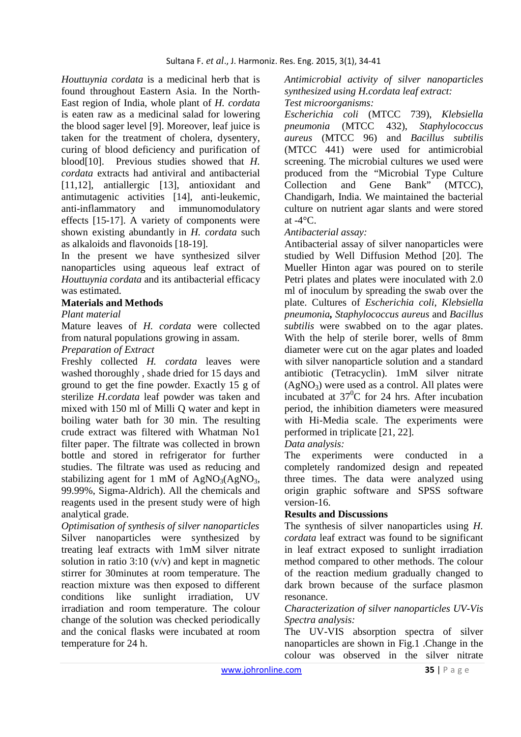*Houttuynia cordata* is a medicinal herb that is found throughout Eastern Asia. In the North-East region of India, whole plant of *H. cordata* is eaten raw as a medicinal salad for lowering the blood sager level [9]. Moreover, leaf juice is taken for the treatment of cholera, dysentery, curing of blood deficiency and purification of blood[10]. Previous studies showed that *H. cordata* extracts had antiviral and antibacterial [11,12], antiallergic [13], antioxidant and antimutagenic activities [14], anti-leukemic, anti-inflammatory and immunomodulatory effects [15-17]. A variety of components were shown existing abundantly in *H. cordata* such as alkaloids and flavonoids [18-19].

In the present we have synthesized silver nanoparticles using aqueous leaf extract of *Houttuynia cordata* and its antibacterial efficacy was estimated.

## Materials and Methods

*Plant material*

Mature leaves of *H. cordata* were collected from natural populations growing in assam.

*Preparation of Extract*

Freshly collected *H. cordata* leaves were washed thoroughly , shade dried for 15 days and ground to get the fine powder. Exactly 15 g of sterilize *H.cordata* leaf powder was taken and mixed with 150 ml of Milli Q water and kept in boiling water bath for 30 min. The resulting crude extract was filtered with Whatman No1 filter paper. The filtrate was collected in brown bottle and stored in refrigerator for further studies. The filtrate was used as reducing and stabilizing agent for 1 mM of $AgNO_3$($AgNO_3$, 99.99%, Sigma-Aldrich). All the chemicals and reagents used in the present study were of high analytical grade.

*Optimisation of synthesis of silver nanoparticles*

Silver nanoparticles were synthesized by treating leaf extracts with 1mM silver nitrate solution in ratio 3:10 (v/v) and kept in magnetic stirrer for 30minutes at room temperature. The reaction mixture was then exposed to different conditions like sunlight irradiation, UV irradiation and room temperature. The colour change of the solution was checked periodically and the conical flasks were incubated at room temperature for 24 h.

*Antimicrobial activity of silver nanoparticles synthesized using H.cordata leaf extract:*

*Test microorganisms:*

*Escherichia coli* (MTCC 739), *Klebsiella pneumonia* (MTCC 432), *Staphylococcus aureus* (MTCC 96) and *Bacillus subtilis* (MTCC 441) were used for antimicrobial screening. The microbial cultures we used were produced from the "Microbial Type Culture Collection and Gene Bank" (MTCC), Chandigarh, India. We maintained the bacterial culture on nutrient agar slants and were stored at -4°C.

*Antibacterial assay:*

Antibacterial assay of silver nanoparticles were studied by Well Diffusion Method [20]. The Mueller Hinton agar was poured on to sterile Petri plates and plates were inoculated with 2.0 ml of inoculum by spreading the swab over the plate. Cultures of *Escherichia coli*, *Klebsiella pneumonia*, *Staphylococcus aureus* and *Bacillus subtilis* were swabbed on to the agar plates. With the help of sterile borer, wells of 8mm diameter were cut on the agar plates and loaded with silver nanoparticle solution and a standard antibiotic (Tetracyclin). 1mM silver nitrate ($AgNO_3$) were used as a control. All plates were incubated at $37^0$C for 24 hrs. After incubation period, the inhibition diameters were measured with Hi-Media scale. The experiments were performed in triplicate [21, 22].

*Data analysis:*

The experiments were conducted in a completely randomized design and repeated three times. The data were analyzed using origin graphic software and SPSS software version-16.

## Results and Discussions

The synthesis of silver nanoparticles using *H. cordata* leaf extract was found to be significant in leaf extract exposed to sunlight irradiation method compared to other methods. The colour of the reaction medium gradually changed to dark brown because of the surface plasmon resonance.

*Characterization of silver nanoparticles UV-Vis Spectra analysis:*

The UV-VIS absorption spectra of silver nanoparticles are shown in Fig.1 .Change in the colour was observed in the silver nitrate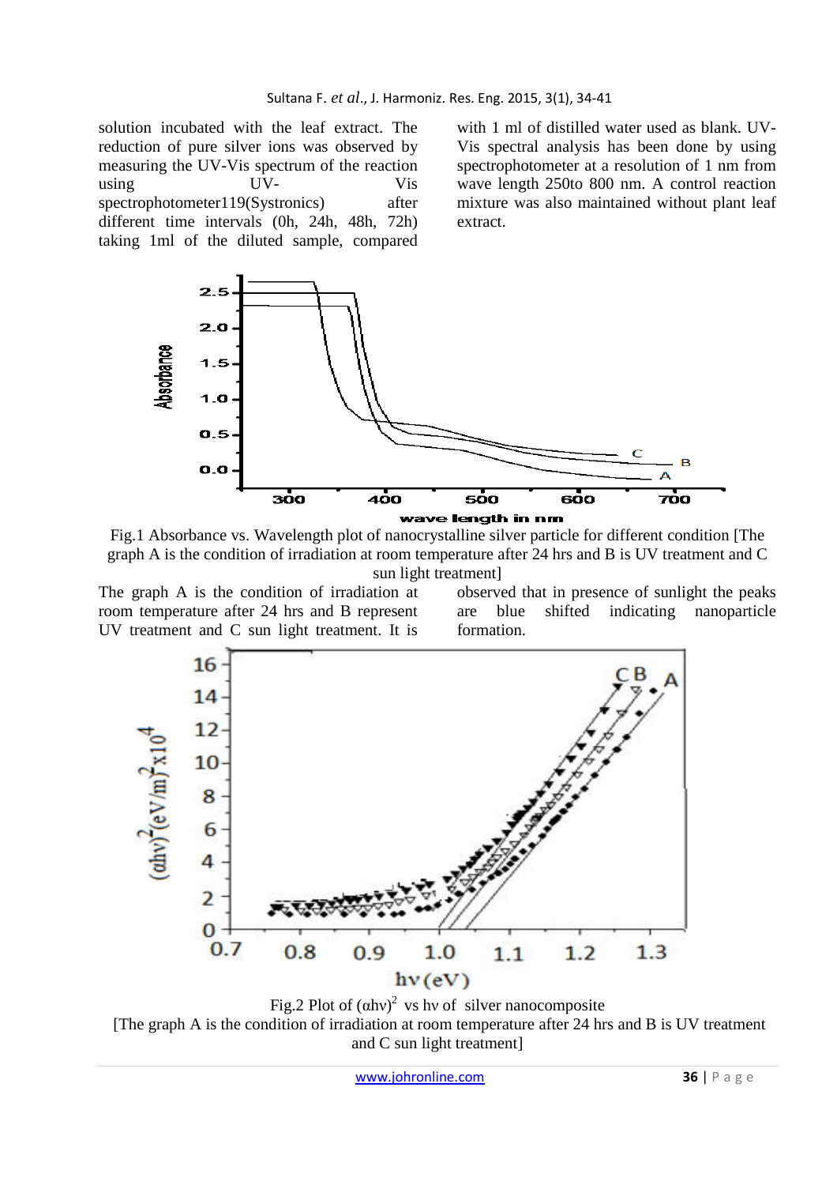solution incubated with the leaf extract. The reduction of pure silver ions was observed by measuring the UV-Vis spectrum of the reaction using UV-Vis spectrophotometer119(Systronics) after different time intervals (0h, 24h, 48h, 72h) taking 1ml of the diluted sample, compared with 1 ml of distilled water used as blank. UV-Vis spectral analysis has been done by using spectrophotometer at a resolution of 1 nm from wave length 250to 800 nm. A control reaction mixture was also maintained without plant leaf extract.

Fig.1 Absorbance vs. Wavelength plot of nanocrystalline silver particle for different condition [The graph A is the condition of irradiation at room temperature after 24 hrs and B is UV treatment and C sun light treatment]

The graph A is the condition of irradiation at room temperature after 24 hrs and B represent UV treatment and C sun light treatment. It is observed that in presence of sunlight the peaks are blue shifted indicating nanoparticle formation.

Fig.2 Plot of $(\alpha h\nu)^2$ vs $h\nu$ of silver nanocomposite
[The graph A is the condition of irradiation at room temperature after 24 hrs and B is UV treatment and C sun light treatment]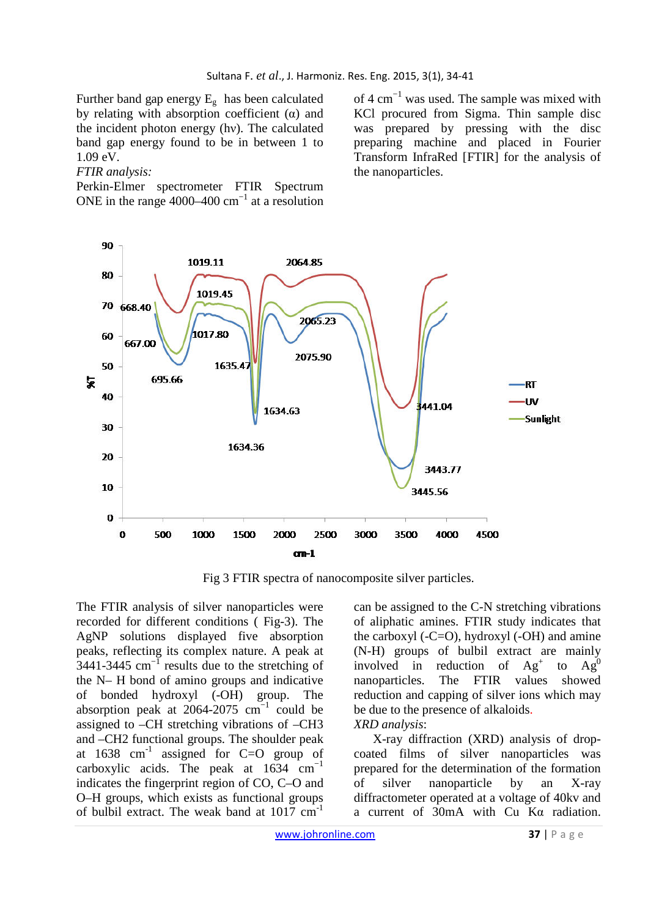Further band gap energy $E_g$ has been calculated by relating with absorption coefficient (α) and the incident photon energy (hν). The calculated band gap energy found to be in between 1 to 1.09 eV.

*FTIR analysis:*

Perkin-Elmer spectrometer FTIR Spectrum ONE in the range 4000–400 $cm^{-1}$ at a resolution of 4 $cm^{-1}$ was used. The sample was mixed with KCl procured from Sigma. Thin sample disc was prepared by pressing with the disc preparing machine and placed in Fourier Transform InfraRed [FTIR] for the analysis of the nanoparticles.

Fig 3 FTIR spectra of nanocomposite silver particles.

The FTIR analysis of silver nanoparticles were recorded for different conditions ( Fig-3). The AgNP solutions displayed five absorption peaks, reflecting its complex nature. A peak at 3441-3445 $cm^{-1}$ results due to the stretching of the N– H bond of amino groups and indicative of bonded hydroxyl (-OH) group. The absorption peak at 2064-2075 $cm^{-1}$ could be assigned to –CH stretching vibrations of –CH3 and –CH2 functional groups. The shoulder peak at 1638 $cm^{-1}$ assigned for C=O group of carboxylic acids. The peak at 1634 $cm^{-1}$ indicates the fingerprint region of CO, C–O and O–H groups, which exists as functional groups of bulbil extract. The weak band at 1017 $cm^{-1}$ can be assigned to the C-N stretching vibrations of aliphatic amines. FTIR study indicates that the carboxyl (-C=O), hydroxyl (-OH) and amine (N-H) groups of bulbil extract are mainly involved in reduction of $Ag^+$ to $Ag^0$ nanoparticles. The FTIR values showed reduction and capping of silver ions which may be due to the presence of alkaloids.

*XRD analysis*:

X-ray diffraction (XRD) analysis of drop-coated films of silver nanoparticles was prepared for the determination of the formation of silver nanoparticle by an X-ray diffractometer operated at a voltage of 40kv and a current of 30mA with Cu Kα radiation.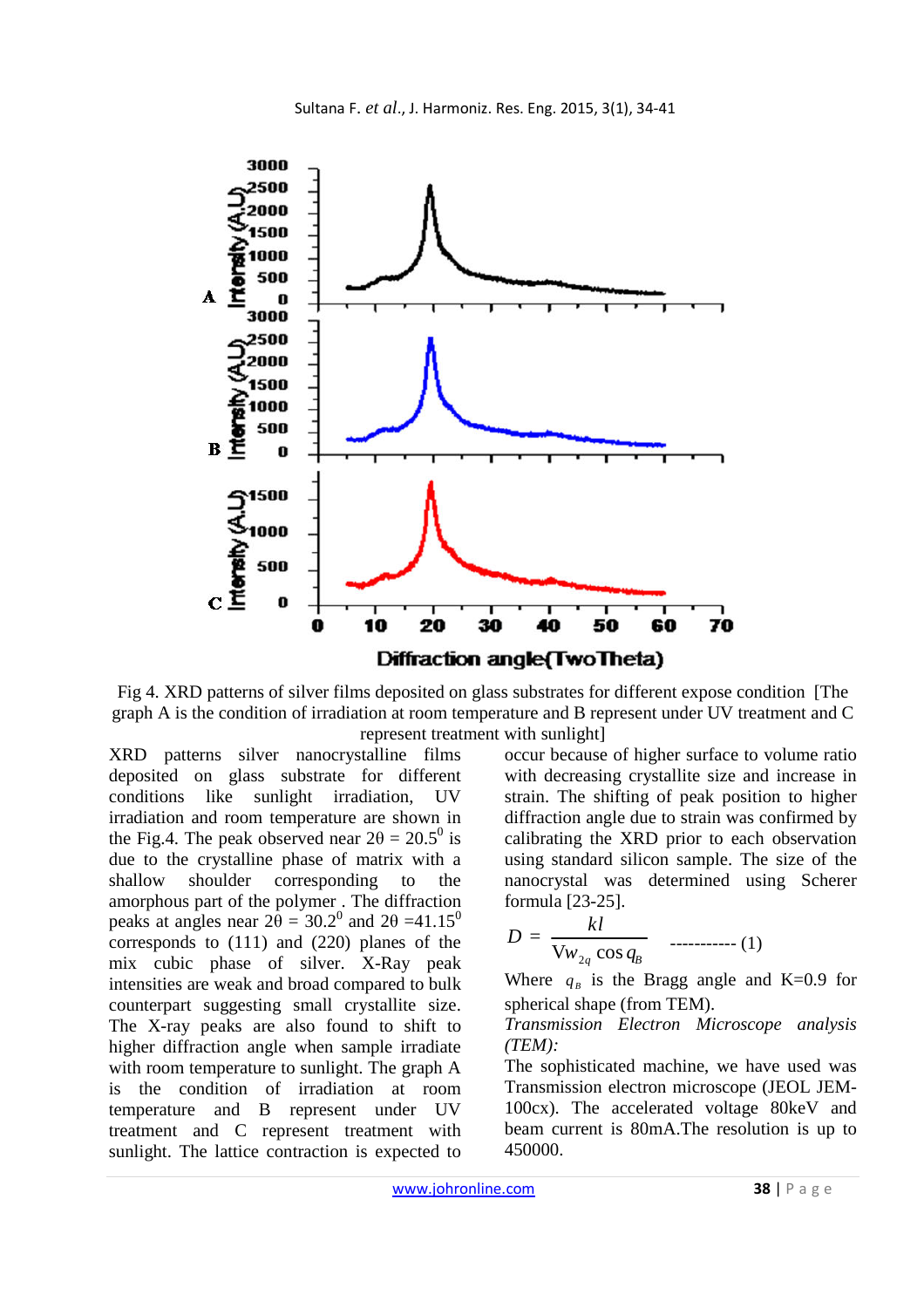Fig 4. XRD patterns of silver films deposited on glass substrates for different expose condition [The graph A is the condition of irradiation at room temperature and B represent under UV treatment and C represent treatment with sunlight]

XRD patterns silver nanocrystalline films deposited on glass substrate for different conditions like sunlight irradiation, UV irradiation and room temperature are shown in the Fig.4. The peak observed near $2\theta = 20.5^0$ is due to the crystalline phase of matrix with a shallow shoulder corresponding to the amorphous part of the polymer . The diffraction peaks at angles near $2\theta = 30.2^0$ and $2\theta = 41.15^0$ corresponds to (111) and (220) planes of the mix cubic phase of silver. X-Ray peak intensities are weak and broad compared to bulk counterpart suggesting small crystallite size. The X-ray peaks are also found to shift to higher diffraction angle when sample irradiate with room temperature to sunlight. The graph A is the condition of irradiation at room temperature and B represent under UV treatment and C represent treatment with sunlight. The lattice contraction is expected to occur because of higher surface to volume ratio with decreasing crystallite size and increase in strain. The shifting of peak position to higher diffraction angle due to strain was confirmed by calibrating the XRD prior to each observation using standard silicon sample. The size of the nanocrystal was determined using Scherer formula [23-25].

$$D = \frac{kl}{Vw_{2q} \cos q_B} \qquad \text{----------- (1)}$$

Where $q_B$ is the Bragg angle and K=0.9 for spherical shape (from TEM).

*Transmission Electron Microscope analysis (TEM):*

The sophisticated machine, we have used was Transmission electron microscope (JEOL JEM-100cx). The accelerated voltage 80keV and beam current is 80mA.The resolution is up to 450000.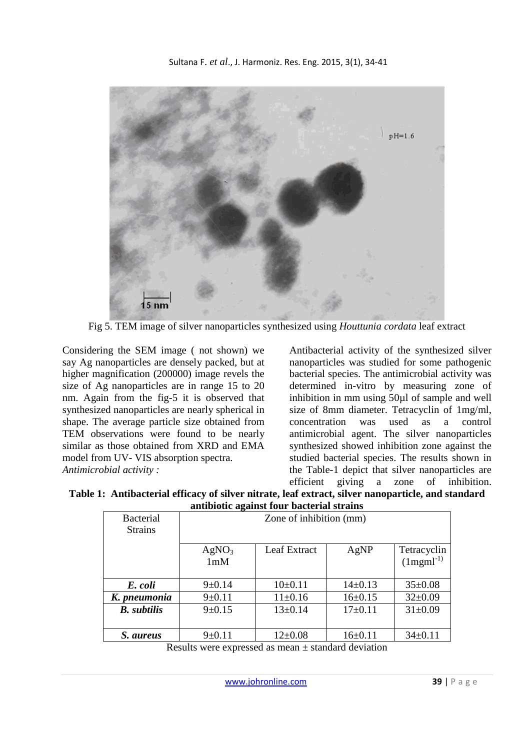Fig 5. TEM image of silver nanoparticles synthesized using *Houttunia cordata* leaf extract

Considering the SEM image ( not shown) we say Ag nanoparticles are densely packed, but at higher magnification (200000) image revels the size of Ag nanoparticles are in range 15 to 20 nm. Again from the fig-5 it is observed that synthesized nanoparticles are nearly spherical in shape. The average particle size obtained from TEM observations were found to be nearly similar as those obtained from XRD and EMA model from UV- VIS absorption spectra.

*Antimicrobial activity :*

Antibacterial activity of the synthesized silver nanoparticles was studied for some pathogenic bacterial species. The antimicrobial activity was determined in-vitro by measuring zone of inhibition in mm using 50µl of sample and well size of 8mm diameter. Tetracyclin of 1mg/ml, concentration was used as a control antimicrobial agent. The silver nanoparticles synthesized showed inhibition zone against the studied bacterial species. The results shown in the Table-1 depict that silver nanoparticles are efficient giving a zone of inhibition.

**Table 1: Antibacterial efficacy of silver nitrate, leaf extract, silver nanoparticle, and standard antibiotic against four bacterial strains**

| Bacterial Strains | Zone of inhibition (mm) | | | |
|---|---|---|---|---|
| | $AgNO_3$ 1mM | Leaf Extract | AgNP | Tetracyclin ($1mgml^{-1}$) |
| ***E. coli*** | 9±0.14 | 10±0.11 | 14±0.13 | 35±0.08 |
| ***K. pneumonia*** | 9±0.11 | 11±0.16 | 16±0.15 | 32±0.09 |
| ***B. subtilis*** | 9±0.15 | 13±0.14 | 17±0.11 | 31±0.09 |
| ***S. aureus*** | 9±0.11 | 12±0.08 | 16±0.11 | 34±0.11 |

Results were expressed as mean ± standard deviation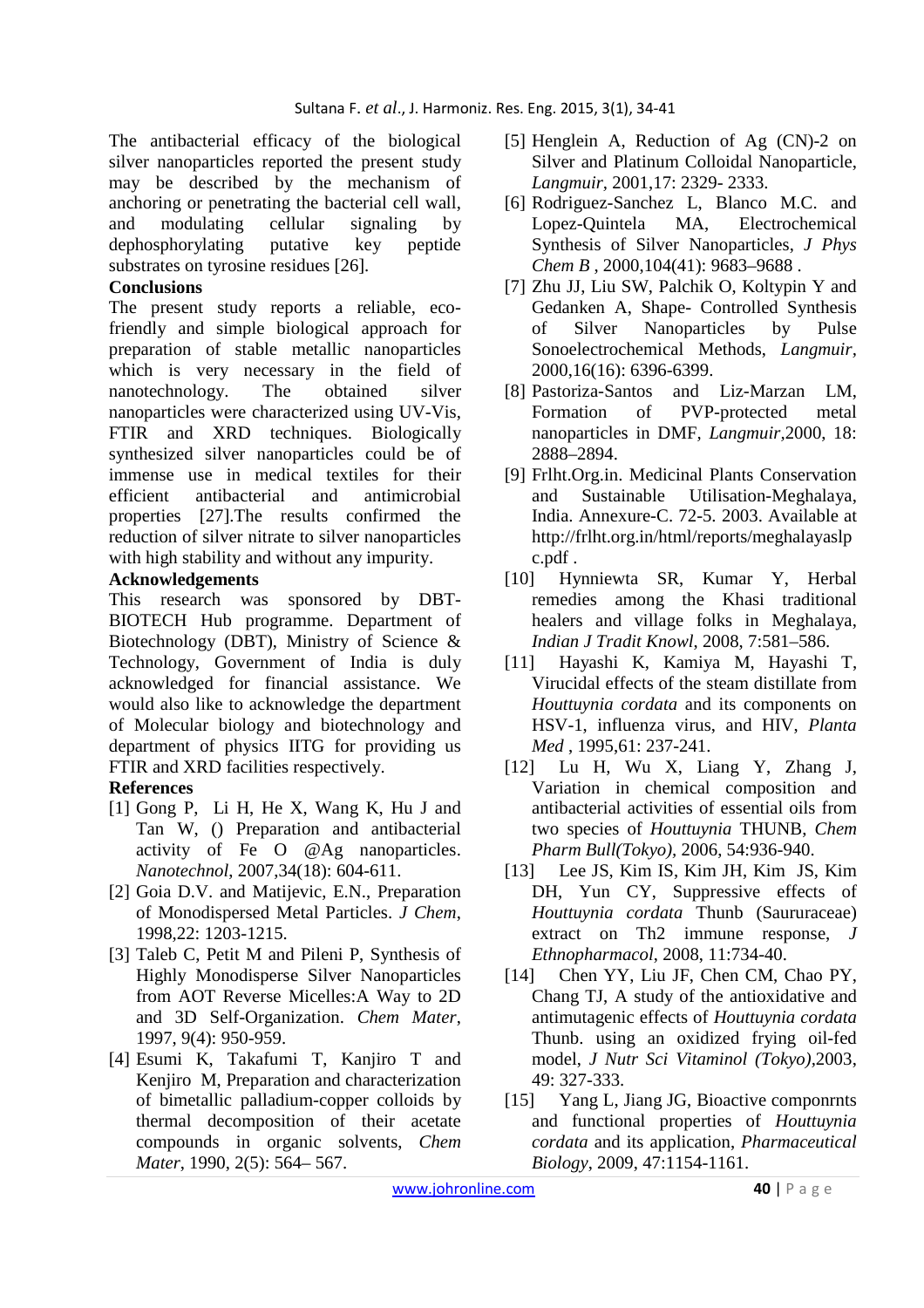The antibacterial efficacy of the biological silver nanoparticles reported the present study may be described by the mechanism of anchoring or penetrating the bacterial cell wall, and modulating cellular signaling by dephosphorylating putative key peptide substrates on tyrosine residues [26].

## Conclusions

The present study reports a reliable, eco-friendly and simple biological approach for preparation of stable metallic nanoparticles which is very necessary in the field of nanotechnology. The obtained silver nanoparticles were characterized using UV-Vis, FTIR and XRD techniques. Biologically synthesized silver nanoparticles could be of immense use in medical textiles for their efficient antibacterial and antimicrobial properties [27].The results confirmed the reduction of silver nitrate to silver nanoparticles with high stability and without any impurity.

## Acknowledgements

This research was sponsored by DBT-BIOTECH Hub programme. Department of Biotechnology (DBT), Ministry of Science & Technology, Government of India is duly acknowledged for financial assistance. We would also like to acknowledge the department of Molecular biology and biotechnology and department of physics IITG for providing us FTIR and XRD facilities respectively.

## References

[1] Gong P, Li H, He X, Wang K, Hu J and Tan W, () Preparation and antibacterial activity of Fe O @Ag nanoparticles. *Nanotechnol*, 2007,34(18): 604-611.

[2] Goia D.V. and Matijevic, E.N., Preparation of Monodispersed Metal Particles. *J Chem*, 1998,22: 1203-1215.

[3] Taleb C, Petit M and Pileni P, Synthesis of Highly Monodisperse Silver Nanoparticles from AOT Reverse Micelles:A Way to 2D and 3D Self-Organization. *Chem Mater*, 1997, 9(4): 950-959.

[4] Esumi K, Takafumi T, Kanjiro T and Kenjiro M, Preparation and characterization of bimetallic palladium-copper colloids by thermal decomposition of their acetate compounds in organic solvents, *Chem Mater*, 1990, 2(5): 564– 567.

[5] Henglein A, Reduction of Ag (CN)-2 on Silver and Platinum Colloidal Nanoparticle, *Langmuir*, 2001,17: 2329- 2333.

[6] Rodriguez-Sanchez L, Blanco M.C. and Lopez-Quintela MA, Electrochemical Synthesis of Silver Nanoparticles, *J Phys Chem B* , 2000,104(41): 9683–9688 .

[7] Zhu JJ, Liu SW, Palchik O, Koltypin Y and Gedanken A, Shape- Controlled Synthesis of Silver Nanoparticles by Pulse Sonoelectrochemical Methods, *Langmuir*, 2000,16(16): 6396-6399.

[8] Pastoriza-Santos and Liz-Marzan LM, Formation of PVP-protected metal nanoparticles in DMF, *Langmuir*,2000, 18: 2888–2894.

[9] Frlht.Org.in. Medicinal Plants Conservation and Sustainable Utilisation-Meghalaya, India. Annexure-C. 72-5. 2003. Available at http://frlht.org.in/html/reports/meghalayaslpc.pdf .

[10] Hynniewta SR, Kumar Y, Herbal remedies among the Khasi traditional healers and village folks in Meghalaya, *Indian J Tradit Knowl*, 2008, 7:581–586.

[11] Hayashi K, Kamiya M, Hayashi T, Virucidal effects of the steam distillate from *Houttuynia cordata* and its components on HSV-1, influenza virus, and HIV, *Planta Med* , 1995,61: 237-241.

[12] Lu H, Wu X, Liang Y, Zhang J, Variation in chemical composition and antibacterial activities of essential oils from two species of *Houttuynia* THUNB, *Chem Pharm Bull(Tokyo)*, 2006, 54:936-940.

[13] Lee JS, Kim IS, Kim JH, Kim JS, Kim DH, Yun CY, Suppressive effects of *Houttuynia cordata* Thunb (Saururaceae) extract on Th2 immune response, *J Ethnopharmacol*, 2008, 11:734-40.

[14] Chen YY, Liu JF, Chen CM, Chao PY, Chang TJ, A study of the antioxidative and antimutagenic effects of *Houttuynia cordata* Thunb. using an oxidized frying oil-fed model, *J Nutr Sci Vitaminol (Tokyo)*,2003, 49: 327-333.

[15] Yang L, Jiang JG, Bioactive componrnts and functional properties of *Houttuynia cordata* and its application, *Pharmaceutical Biology*, 2009, 47:1154-1161.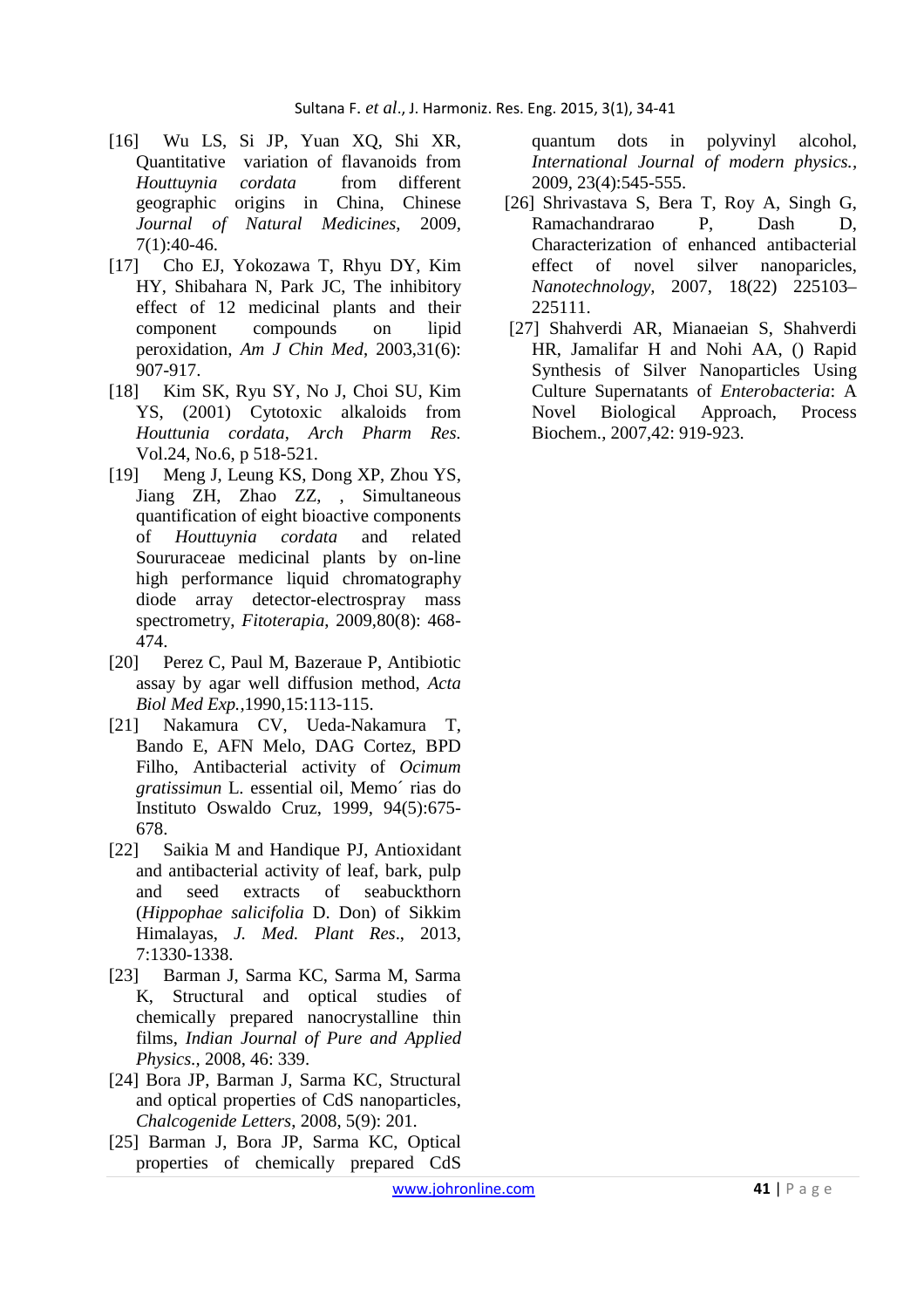[16] Wu LS, Si JP, Yuan XQ, Shi XR, Quantitative variation of flavanoids from *Houttuynia cordata* from different geographic origins in China, *Chinese Journal of Natural Medicines*, 2009, 7(1):40-46.

[17] Cho EJ, Yokozawa T, Rhyu DY, Kim HY, Shibahara N, Park JC, The inhibitory effect of 12 medicinal plants and their component compounds on lipid peroxidation, *Am J Chin Med*, 2003,31(6): 907-917.

[18] Kim SK, Ryu SY, No J, Choi SU, Kim YS, (2001) Cytotoxic alkaloids from *Houttunia cordata*, *Arch Pharm Res.* Vol.24, No.6, p 518-521.

[19] Meng J, Leung KS, Dong XP, Zhou YS, Jiang ZH, Zhao ZZ, , Simultaneous quantification of eight bioactive components of *Houttuynia cordata* and related Soururaceae medicinal plants by on-line high performance liquid chromatography diode array detector-electrospray mass spectrometry, *Fitoterapia*, 2009,80(8): 468-474.

[20] Perez C, Paul M, Bazeraue P, Antibiotic assay by agar well diffusion method, *Acta Biol Med Exp.*,1990,15:113-115.

[21] Nakamura CV, Ueda-Nakamura T, Bando E, AFN Melo, DAG Cortez, BPD Filho, Antibacterial activity of *Ocimum gratissimun* L. essential oil, Memo´ rias do Instituto Oswaldo Cruz, 1999, 94(5):675-678.

[22] Saikia M and Handique PJ, Antioxidant and antibacterial activity of leaf, bark, pulp and seed extracts of seabuckthorn (*Hippophae salicifolia* D. Don) of Sikkim Himalayas, *J. Med. Plant Res*., 2013, 7:1330-1338.

[23] Barman J, Sarma KC, Sarma M, Sarma K, Structural and optical studies of chemically prepared nanocrystalline thin films, *Indian Journal of Pure and Applied Physics.*, 2008, 46: 339.

[24] Bora JP, Barman J, Sarma KC, Structural and optical properties of CdS nanoparticles, *Chalcogenide Letters*, 2008, 5(9): 201.

[25] Barman J, Bora JP, Sarma KC, Optical properties of chemically prepared CdS quantum dots in polyvinyl alcohol, *International Journal of modern physics.*, 2009, 23(4):545-555.

[26] Shrivastava S, Bera T, Roy A, Singh G, Ramachandrarao P, Dash D, Characterization of enhanced antibacterial effect of novel silver nanoparicles, *Nanotechnology*, 2007, 18(22) 225103–225111.

[27] Shahverdi AR, Mianaeian S, Shahverdi HR, Jamalifar H and Nohi AA, () Rapid Synthesis of Silver Nanoparticles Using Culture Supernatants of *Enterobacteria*: A Novel Biological Approach, Process Biochem., 2007,42: 919-923.